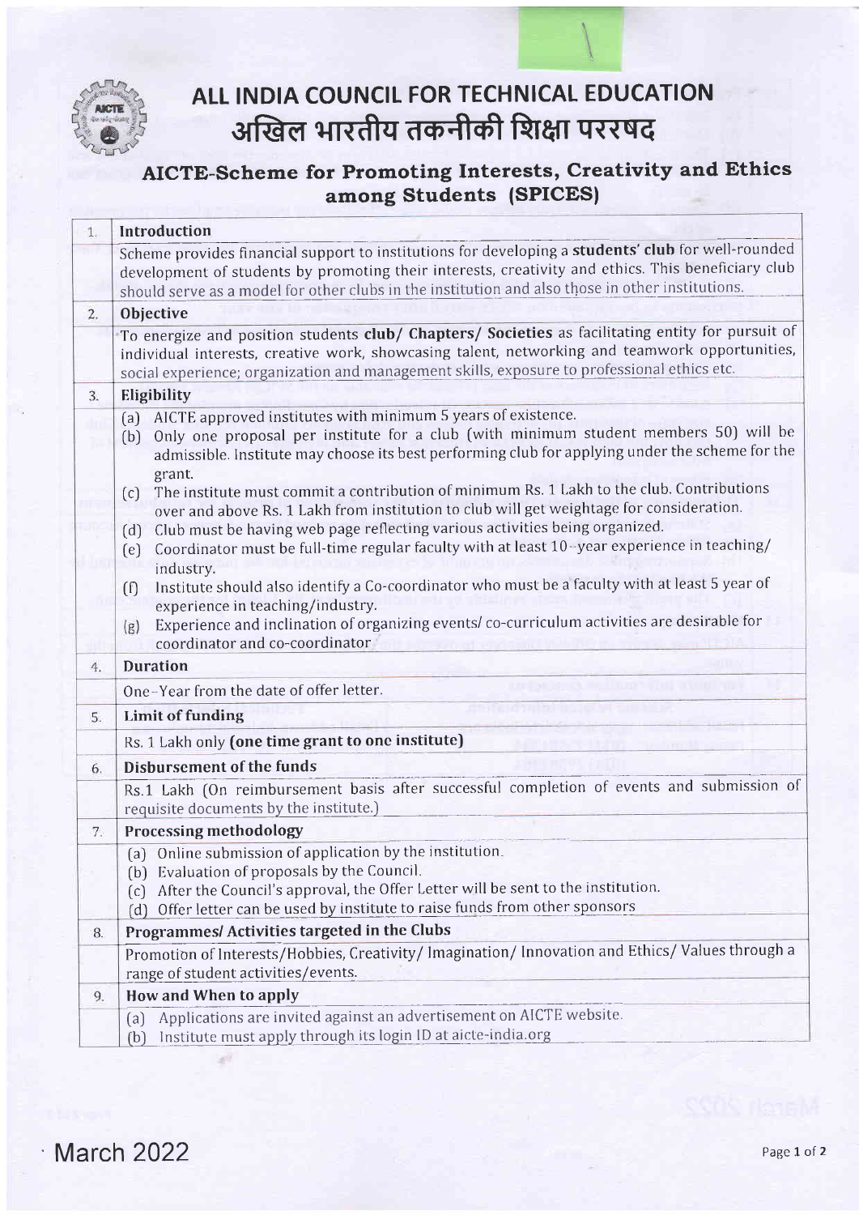# ALL INDIA COUNCIL FOR TECHNICAL EDUCATION

# अखिल भारतीय तकनीकी शिक्षा पररषद

## AICTE-Scheme for Promoting Interests, Creativity and Ethics among Students (SPICES)

| | |
|---|---|
| 1. | **Introduction** |
| | Scheme provides financial support to institutions for developing a **students' club** for well-rounded development of students by promoting their interests, creativity and ethics. This beneficiary club should serve as a model for other clubs in the institution and also those in other institutions. |
| 2. | **Objective** |
| | To energize and position students **club/ Chapters/ Societies** as facilitating entity for pursuit of individual interests, creative work, showcasing talent, networking and teamwork opportunities, social experience; organization and management skills, exposure to professional ethics etc. |
| 3. | **Eligibility** |
| | (a) AICTE approved institutes with minimum 5 years of existence.<br>(b) Only one proposal per institute for a club (with minimum student members 50) will be admissible. Institute may choose its best performing club for applying under the scheme for the grant.<br>(c) The institute must commit a contribution of minimum Rs. 1 Lakh to the club. Contributions over and above Rs. 1 Lakh from institution to club will get weightage for consideration.<br>(d) Club must be having web page reflecting various activities being organized.<br>(e) Coordinator must be full-time regular faculty with at least 10-year experience in teaching/ industry.<br>(f) Institute should also identify a Co-coordinator who must be a faculty with at least 5 year of experience in teaching/industry.<br>(g) Experience and inclination of organizing events/ co-curriculum activities are desirable for coordinator and co-coordinator. |
| 4. | **Duration** |
| | One-Year from the date of offer letter. |
| 5. | **Limit of funding** |
| | Rs. 1 Lakh only **(one time grant to one institute)** |
| 6. | **Disbursement of the funds** |
| | Rs.1 Lakh (On reimbursement basis after successful completion of events and submission of requisite documents by the institute.) |
| 7. | **Processing methodology** |
| | (a) Online submission of application by the institution.<br>(b) Evaluation of proposals by the Council.<br>(c) After the Council's approval, the Offer Letter will be sent to the institution.<br>(d) Offer letter can be used by institute to raise funds from other sponsors |
| 8. | **Programmes/ Activities targeted in the Clubs** |
| | Promotion of Interests/Hobbies, Creativity/ Imagination/ Innovation and Ethics/ Values through a range of student activities/events. |
| 9. | **How and When to apply** |
| | (a) Applications are invited against an advertisement on AICTE website.<br>(b) Institute must apply through its login ID at aicte-india.org |

March 2022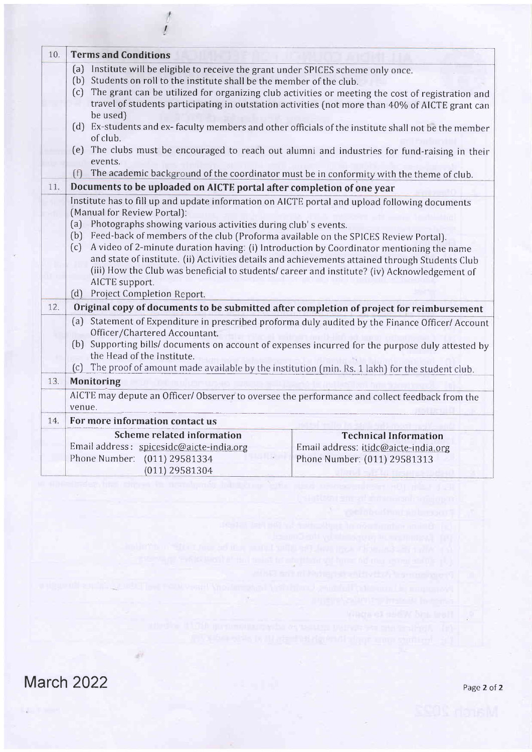| | |
|---|---|
| 10. | **Terms and Conditions** |
| | (a) Institute will be eligible to receive the grant under SPICES scheme only once.<br>(b) Students on roll to the institute shall be the member of the club.<br>(c) The grant can be utilized for organizing club activities or meeting the cost of registration and travel of students participating in outstation activities (not more than 40% of AICTE grant can be used)<br>(d) Ex-students and ex- faculty members and other officials of the institute shall not be the member of club.<br>(e) The clubs must be encouraged to reach out alumni and industries for fund-raising in their events.<br>(f) The academic background of the coordinator must be in conformity with the theme of club. |
| 11. | **Documents to be uploaded on AICTE portal after completion of one year** |
| | Institute has to fill up and update information on AICTE portal and upload following documents (Manual for Review Portal):<br>(a) Photographs showing various activities during club' s events.<br>(b) Feed-back of members of the club (Proforma available on the SPICES Review Portal).<br>(c) A video of 2-minute duration having: (i) Introduction by Coordinator mentioning the name and state of institute. (ii) Activities details and achievements attained through Students Club (iii) How the Club was beneficial to students/ career and institute? (iv) Acknowledgement of AICTE support.<br>(d) Project Completion Report. |
| 12. | **Original copy of documents to be submitted after completion of project for reimbursement** |
| | (a) Statement of Expenditure in prescribed proforma duly audited by the Finance Officer/ Account Officer/Chartered Accountant.<br>(b) Supporting bills/ documents on account of expenses incurred for the purpose duly attested by the Head of the Institute.<br>(c) The proof of amount made available by the institution (min. Rs. 1 lakh) for the student club. |
| 13. | **Monitoring** |
| | AICTE may depute an Officer/ Observer to oversee the performance and collect feedback from the venue. |
| 14. | **For more information contact us** |
| | **Scheme related information**<br>Email address: spicesidc@aicte-india.org<br>Phone Number: (011) 29581334<br>(011) 29581304<br><br>**Technical Information**<br>Email address: itidc@aicte-india.org<br>Phone Number: (011) 29581313 |

March 2022